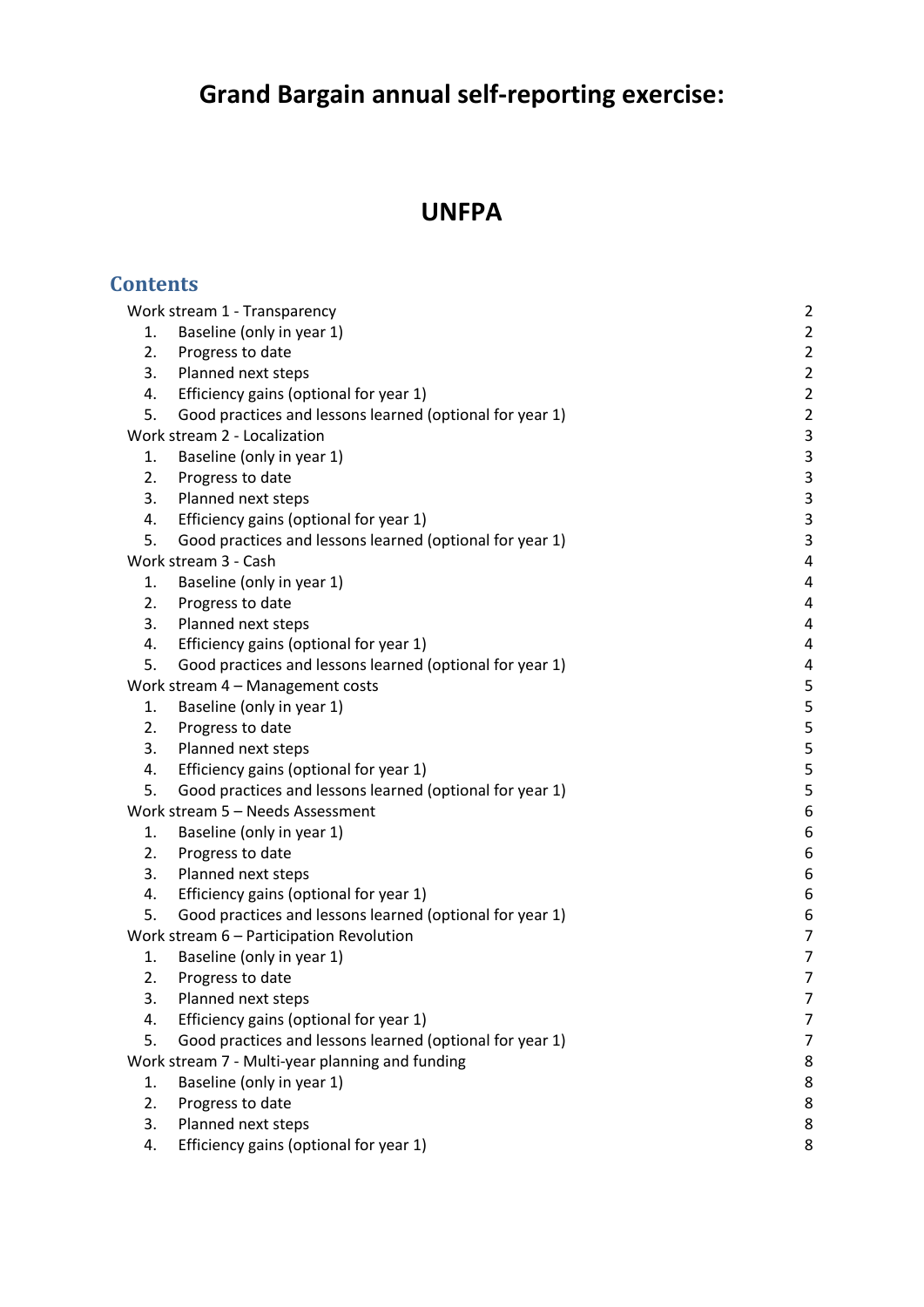# Grand Bargain annual self-reporting exercise:

# UNFPA

## Contents

Work stream 1 - Transparency 2
1. Baseline (only in year 1) 2
2. Progress to date 2
3. Planned next steps 2
4. Efficiency gains (optional for year 1) 2
5. Good practices and lessons learned (optional for year 1) 2

Work stream 2 - Localization 3
1. Baseline (only in year 1) 3
2. Progress to date 3
3. Planned next steps 3
4. Efficiency gains (optional for year 1) 3
5. Good practices and lessons learned (optional for year 1) 3

Work stream 3 - Cash 4
1. Baseline (only in year 1) 4
2. Progress to date 4
3. Planned next steps 4
4. Efficiency gains (optional for year 1) 4
5. Good practices and lessons learned (optional for year 1) 4

Work stream 4 – Management costs 5
1. Baseline (only in year 1) 5
2. Progress to date 5
3. Planned next steps 5
4. Efficiency gains (optional for year 1) 5
5. Good practices and lessons learned (optional for year 1) 5

Work stream 5 – Needs Assessment 6
1. Baseline (only in year 1) 6
2. Progress to date 6
3. Planned next steps 6
4. Efficiency gains (optional for year 1) 6
5. Good practices and lessons learned (optional for year 1) 6

Work stream 6 – Participation Revolution 7
1. Baseline (only in year 1) 7
2. Progress to date 7
3. Planned next steps 7
4. Efficiency gains (optional for year 1) 7
5. Good practices and lessons learned (optional for year 1) 7

Work stream 7 - Multi-year planning and funding 8
1. Baseline (only in year 1) 8
2. Progress to date 8
3. Planned next steps 8
4. Efficiency gains (optional for year 1) 8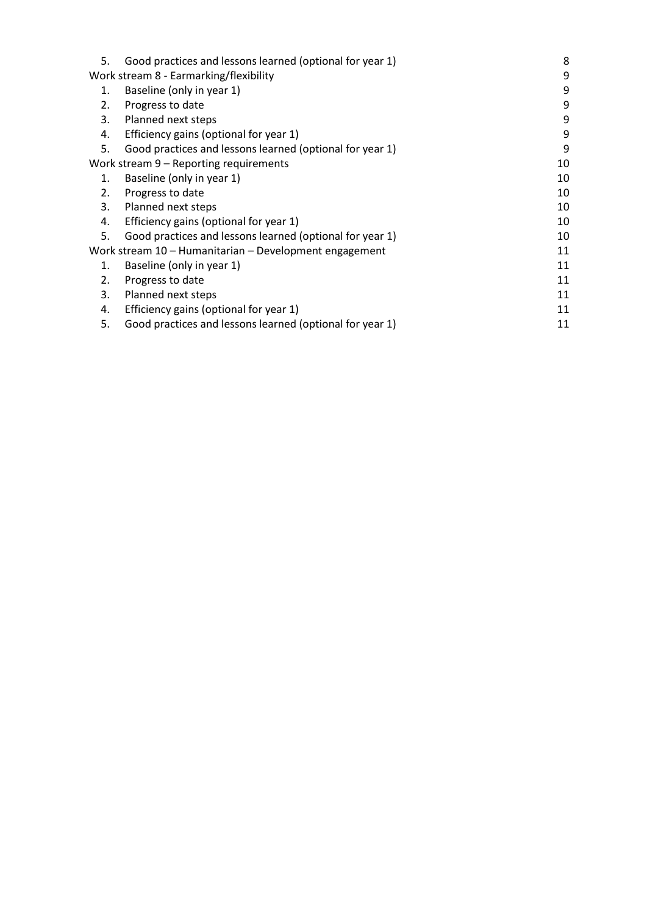| | | |
|---|---|---|
| 5. | Good practices and lessons learned (optional for year 1) | 8 |
| Work stream 8 - Earmarking/flexibility | | 9 |
| 1. | Baseline (only in year 1) | 9 |
| 2. | Progress to date | 9 |
| 3. | Planned next steps | 9 |
| 4. | Efficiency gains (optional for year 1) | 9 |
| 5. | Good practices and lessons learned (optional for year 1) | 9 |
| Work stream 9 – Reporting requirements | | 10 |
| 1. | Baseline (only in year 1) | 10 |
| 2. | Progress to date | 10 |
| 3. | Planned next steps | 10 |
| 4. | Efficiency gains (optional for year 1) | 10 |
| 5. | Good practices and lessons learned (optional for year 1) | 10 |
| Work stream 10 – Humanitarian – Development engagement | | 11 |
| 1. | Baseline (only in year 1) | 11 |
| 2. | Progress to date | 11 |
| 3. | Planned next steps | 11 |
| 4. | Efficiency gains (optional for year 1) | 11 |
| 5. | Good practices and lessons learned (optional for year 1) | 11 |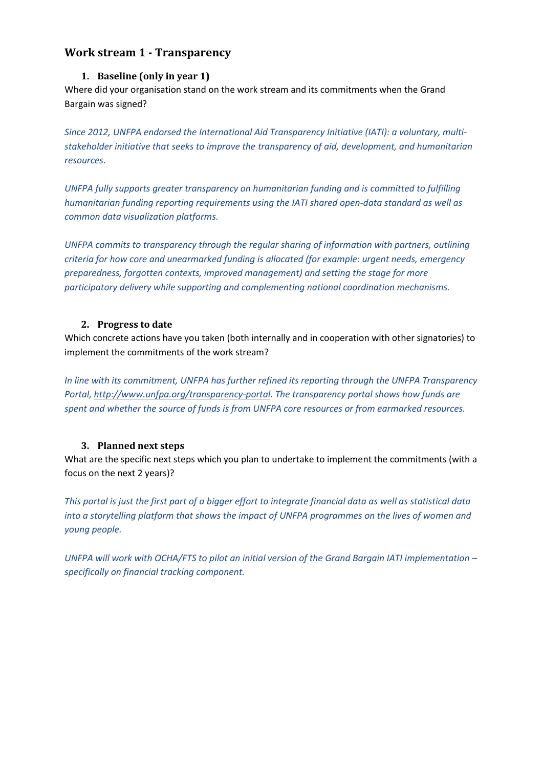## Work stream 1 - Transparency

### 1. Baseline (only in year 1)

Where did your organisation stand on the work stream and its commitments when the Grand Bargain was signed?

*Since 2012, UNFPA endorsed the International Aid Transparency Initiative (IATI): a voluntary, multi-stakeholder initiative that seeks to improve the transparency of aid, development, and humanitarian resources.*

*UNFPA fully supports greater transparency on humanitarian funding and is committed to fulfilling humanitarian funding reporting requirements using the IATI shared open-data standard as well as common data visualization platforms.*

*UNFPA commits to transparency through the regular sharing of information with partners, outlining criteria for how core and unearmarked funding is allocated (for example: urgent needs, emergency preparedness, forgotten contexts, improved management) and setting the stage for more participatory delivery while supporting and complementing national coordination mechanisms.*

### 2. Progress to date

Which concrete actions have you taken (both internally and in cooperation with other signatories) to implement the commitments of the work stream?

*In line with its commitment, UNFPA has further refined its reporting through the UNFPA Transparency Portal, [http://www.unfpa.org/transparency-portal](http://www.unfpa.org/transparency-portal). The transparency portal shows how funds are spent and whether the source of funds is from UNFPA core resources or from earmarked resources.*

### 3. Planned next steps

What are the specific next steps which you plan to undertake to implement the commitments (with a focus on the next 2 years)?

*This portal is just the first part of a bigger effort to integrate financial data as well as statistical data into a storytelling platform that shows the impact of UNFPA programmes on the lives of women and young people.*

*UNFPA will work with OCHA/FTS to pilot an initial version of the Grand Bargain IATI implementation – specifically on financial tracking component.*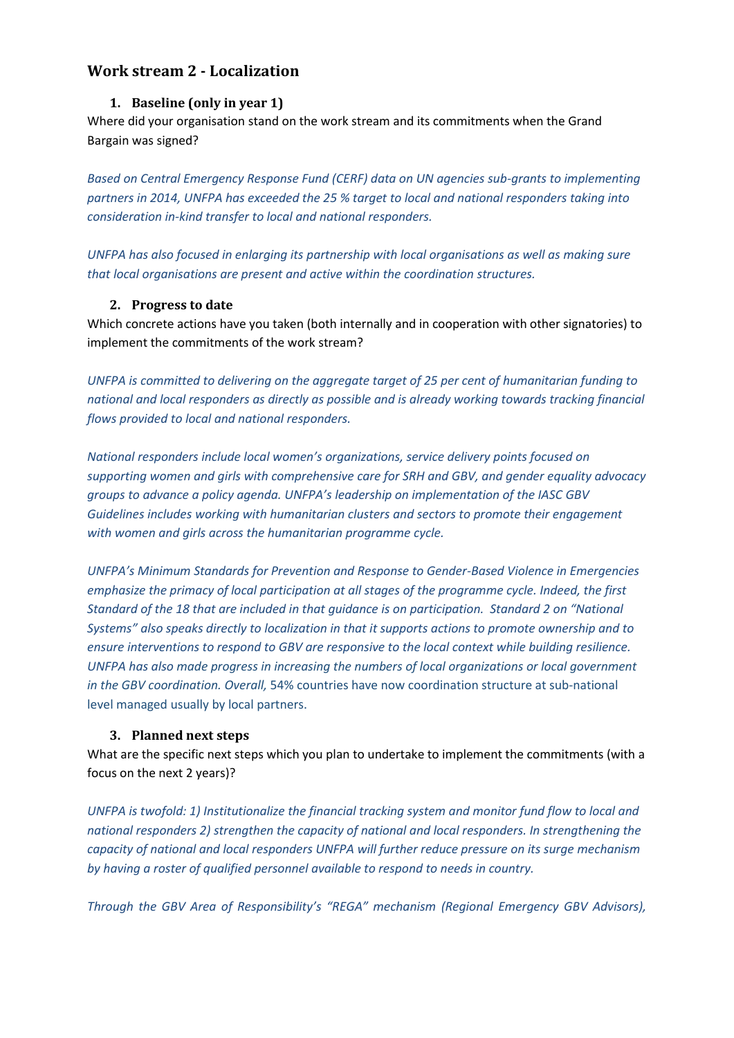## Work stream 2 - Localization

### 1. Baseline (only in year 1)

Where did your organisation stand on the work stream and its commitments when the Grand Bargain was signed?

*Based on Central Emergency Response Fund (CERF) data on UN agencies sub-grants to implementing partners in 2014, UNFPA has exceeded the 25 % target to local and national responders taking into consideration in-kind transfer to local and national responders.*

*UNFPA has also focused in enlarging its partnership with local organisations as well as making sure that local organisations are present and active within the coordination structures.*

### 2. Progress to date

Which concrete actions have you taken (both internally and in cooperation with other signatories) to implement the commitments of the work stream?

*UNFPA is committed to delivering on the aggregate target of 25 per cent of humanitarian funding to national and local responders as directly as possible and is already working towards tracking financial flows provided to local and national responders.*

*National responders include local women's organizations, service delivery points focused on supporting women and girls with comprehensive care for SRH and GBV, and gender equality advocacy groups to advance a policy agenda. UNFPA's leadership on implementation of the IASC GBV Guidelines includes working with humanitarian clusters and sectors to promote their engagement with women and girls across the humanitarian programme cycle.*

*UNFPA's Minimum Standards for Prevention and Response to Gender-Based Violence in Emergencies emphasize the primacy of local participation at all stages of the programme cycle. Indeed, the first Standard of the 18 that are included in that guidance is on participation. Standard 2 on "National Systems" also speaks directly to localization in that it supports actions to promote ownership and to ensure interventions to respond to GBV are responsive to the local context while building resilience. UNFPA has also made progress in increasing the numbers of local organizations or local government in the GBV coordination. Overall,* 54% countries have now coordination structure at sub-national level managed usually by local partners.

### 3. Planned next steps

What are the specific next steps which you plan to undertake to implement the commitments (with a focus on the next 2 years)?

*UNFPA is twofold: 1) Institutionalize the financial tracking system and monitor fund flow to local and national responders 2) strengthen the capacity of national and local responders. In strengthening the capacity of national and local responders UNFPA will further reduce pressure on its surge mechanism by having a roster of qualified personnel available to respond to needs in country.*

*Through the GBV Area of Responsibility's "REGA" mechanism (Regional Emergency GBV Advisors),*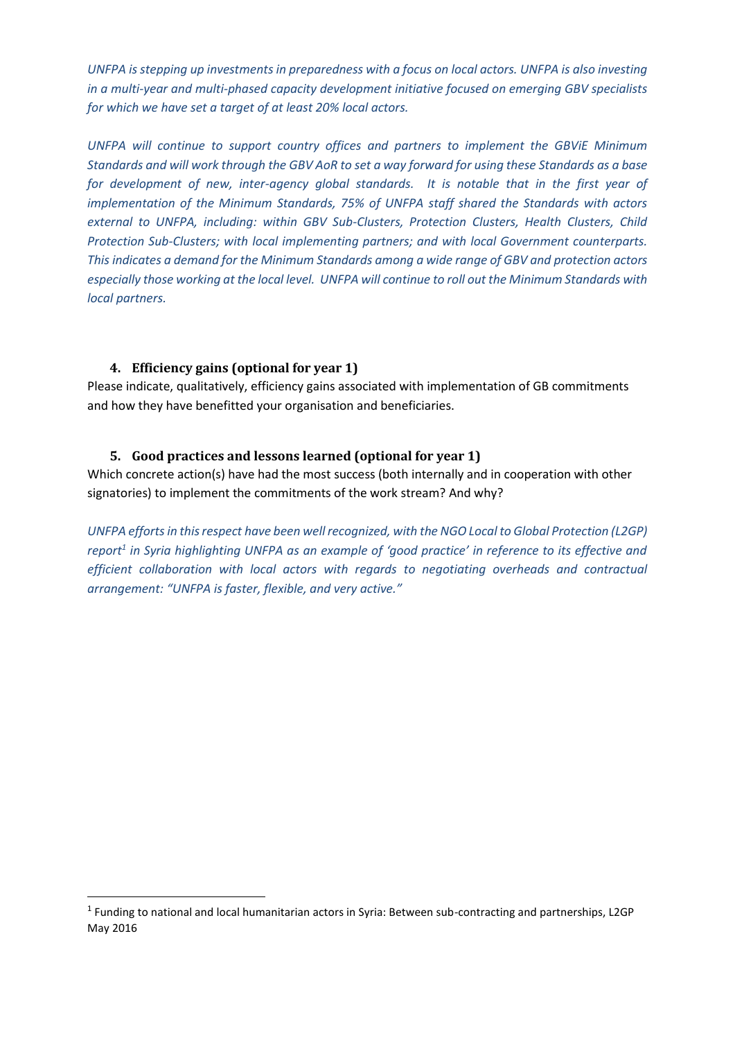*UNFPA is stepping up investments in preparedness with a focus on local actors. UNFPA is also investing in a multi-year and multi-phased capacity development initiative focused on emerging GBV specialists for which we have set a target of at least 20% local actors.*

*UNFPA will continue to support country offices and partners to implement the GBViE Minimum Standards and will work through the GBV AoR to set a way forward for using these Standards as a base for development of new, inter-agency global standards. It is notable that in the first year of implementation of the Minimum Standards, 75% of UNFPA staff shared the Standards with actors external to UNFPA, including: within GBV Sub-Clusters, Protection Clusters, Health Clusters, Child Protection Sub-Clusters; with local implementing partners; and with local Government counterparts. This indicates a demand for the Minimum Standards among a wide range of GBV and protection actors especially those working at the local level. UNFPA will continue to roll out the Minimum Standards with local partners.*

### 4. Efficiency gains (optional for year 1)

Please indicate, qualitatively, efficiency gains associated with implementation of GB commitments and how they have benefitted your organisation and beneficiaries.

### 5. Good practices and lessons learned (optional for year 1)

Which concrete action(s) have had the most success (both internally and in cooperation with other signatories) to implement the commitments of the work stream? And why?

*UNFPA efforts in this respect have been well recognized, with the NGO Local to Global Protection (L2GP) report[1] in Syria highlighting UNFPA as an example of 'good practice' in reference to its effective and efficient collaboration with local actors with regards to negotiating overheads and contractual arrangement: "UNFPA is faster, flexible, and very active."*

[1] Funding to national and local humanitarian actors in Syria: Between sub-contracting and partnerships, L2GP May 2016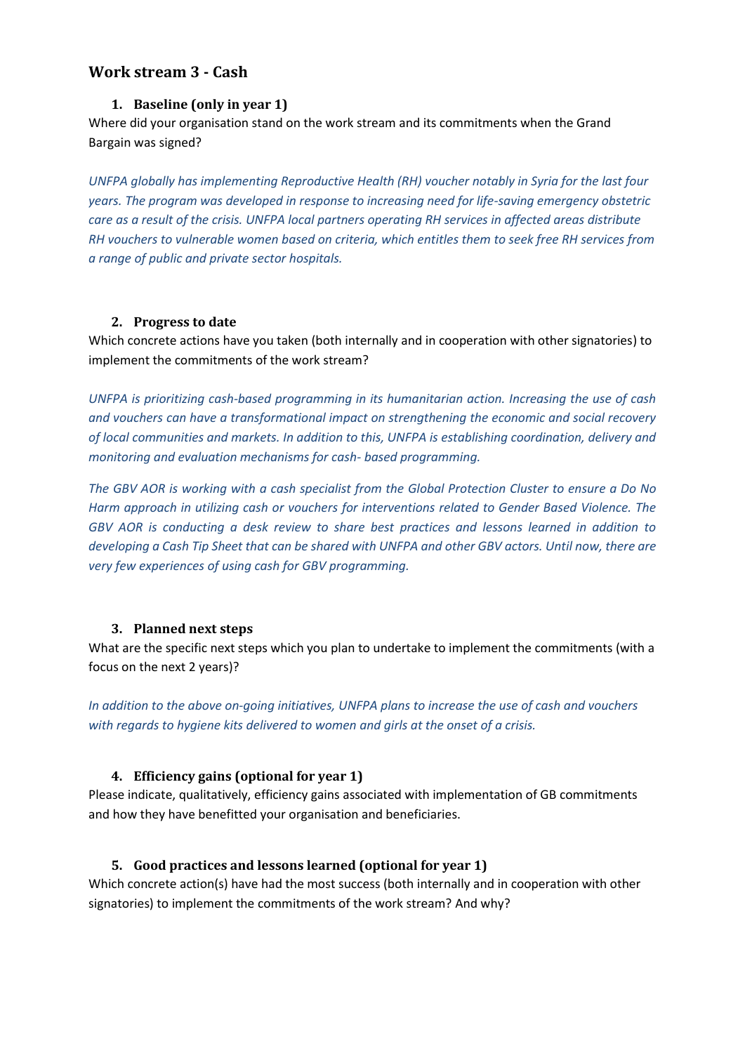## Work stream 3 - Cash

### 1. Baseline (only in year 1)

Where did your organisation stand on the work stream and its commitments when the Grand Bargain was signed?

*UNFPA globally has implementing Reproductive Health (RH) voucher notably in Syria for the last four years. The program was developed in response to increasing need for life-saving emergency obstetric care as a result of the crisis. UNFPA local partners operating RH services in affected areas distribute RH vouchers to vulnerable women based on criteria, which entitles them to seek free RH services from a range of public and private sector hospitals.*

### 2. Progress to date

Which concrete actions have you taken (both internally and in cooperation with other signatories) to implement the commitments of the work stream?

*UNFPA is prioritizing cash-based programming in its humanitarian action. Increasing the use of cash and vouchers can have a transformational impact on strengthening the economic and social recovery of local communities and markets. In addition to this, UNFPA is establishing coordination, delivery and monitoring and evaluation mechanisms for cash- based programming.*

*The GBV AOR is working with a cash specialist from the Global Protection Cluster to ensure a Do No Harm approach in utilizing cash or vouchers for interventions related to Gender Based Violence. The GBV AOR is conducting a desk review to share best practices and lessons learned in addition to developing a Cash Tip Sheet that can be shared with UNFPA and other GBV actors. Until now, there are very few experiences of using cash for GBV programming.*

### 3. Planned next steps

What are the specific next steps which you plan to undertake to implement the commitments (with a focus on the next 2 years)?

*In addition to the above on-going initiatives, UNFPA plans to increase the use of cash and vouchers with regards to hygiene kits delivered to women and girls at the onset of a crisis.*

### 4. Efficiency gains (optional for year 1)

Please indicate, qualitatively, efficiency gains associated with implementation of GB commitments and how they have benefitted your organisation and beneficiaries.

### 5. Good practices and lessons learned (optional for year 1)

Which concrete action(s) have had the most success (both internally and in cooperation with other signatories) to implement the commitments of the work stream? And why?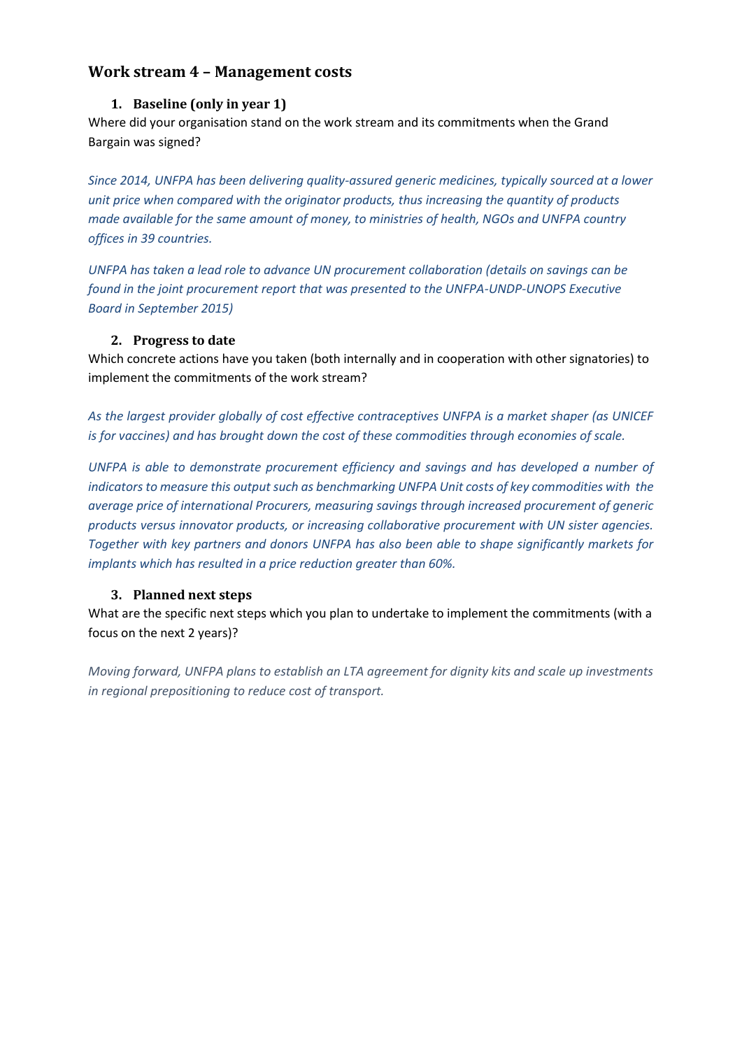## Work stream 4 – Management costs

### 1. Baseline (only in year 1)

Where did your organisation stand on the work stream and its commitments when the Grand Bargain was signed?

*Since 2014, UNFPA has been delivering quality-assured generic medicines, typically sourced at a lower unit price when compared with the originator products, thus increasing the quantity of products made available for the same amount of money, to ministries of health, NGOs and UNFPA country offices in 39 countries.*

*UNFPA has taken a lead role to advance UN procurement collaboration (details on savings can be found in the joint procurement report that was presented to the UNFPA-UNDP-UNOPS Executive Board in September 2015)*

### 2. Progress to date

Which concrete actions have you taken (both internally and in cooperation with other signatories) to implement the commitments of the work stream?

*As the largest provider globally of cost effective contraceptives UNFPA is a market shaper (as UNICEF is for vaccines) and has brought down the cost of these commodities through economies of scale.*

*UNFPA is able to demonstrate procurement efficiency and savings and has developed a number of indicators to measure this output such as benchmarking UNFPA Unit costs of key commodities with the average price of international Procurers, measuring savings through increased procurement of generic products versus innovator products, or increasing collaborative procurement with UN sister agencies. Together with key partners and donors UNFPA has also been able to shape significantly markets for implants which has resulted in a price reduction greater than 60%.*

### 3. Planned next steps

What are the specific next steps which you plan to undertake to implement the commitments (with a focus on the next 2 years)?

*Moving forward, UNFPA plans to establish an LTA agreement for dignity kits and scale up investments in regional prepositioning to reduce cost of transport.*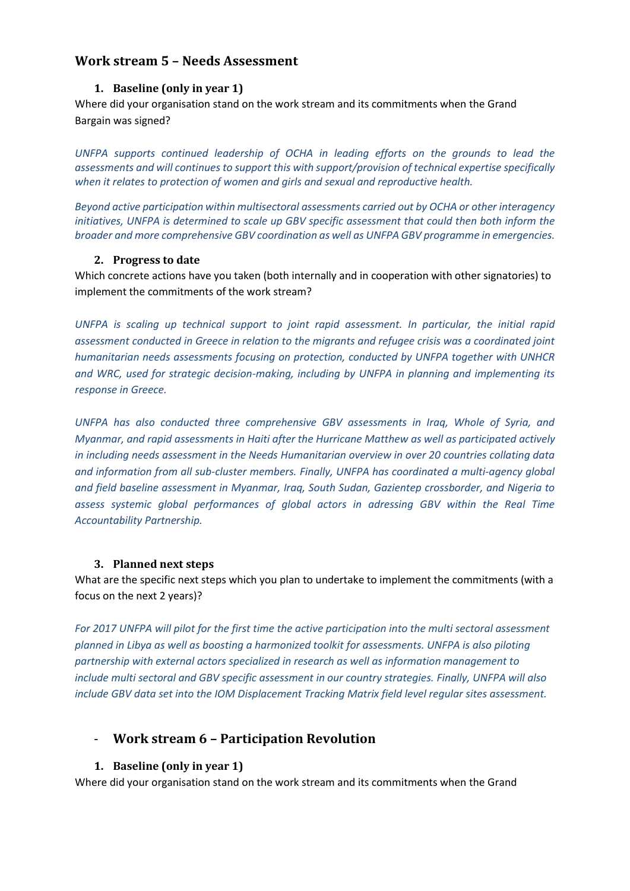## Work stream 5 – Needs Assessment

### 1. Baseline (only in year 1)

Where did your organisation stand on the work stream and its commitments when the Grand Bargain was signed?

*UNFPA supports continued leadership of OCHA in leading efforts on the grounds to lead the assessments and will continues to support this with support/provision of technical expertise specifically when it relates to protection of women and girls and sexual and reproductive health.*

*Beyond active participation within multisectoral assessments carried out by OCHA or other interagency initiatives, UNFPA is determined to scale up GBV specific assessment that could then both inform the broader and more comprehensive GBV coordination as well as UNFPA GBV programme in emergencies.*

### 2. Progress to date

Which concrete actions have you taken (both internally and in cooperation with other signatories) to implement the commitments of the work stream?

*UNFPA is scaling up technical support to joint rapid assessment. In particular, the initial rapid assessment conducted in Greece in relation to the migrants and refugee crisis was a coordinated joint humanitarian needs assessments focusing on protection, conducted by UNFPA together with UNHCR and WRC, used for strategic decision-making, including by UNFPA in planning and implementing its response in Greece.*

*UNFPA has also conducted three comprehensive GBV assessments in Iraq, Whole of Syria, and Myanmar, and rapid assessments in Haiti after the Hurricane Matthew as well as participated actively in including needs assessment in the Needs Humanitarian overview in over 20 countries collating data and information from all sub-cluster members. Finally, UNFPA has coordinated a multi-agency global and field baseline assessment in Myanmar, Iraq, South Sudan, Gazientep crossborder, and Nigeria to assess systemic global performances of global actors in adressing GBV within the Real Time Accountability Partnership.*

### 3. Planned next steps

What are the specific next steps which you plan to undertake to implement the commitments (with a focus on the next 2 years)?

*For 2017 UNFPA will pilot for the first time the active participation into the multi sectoral assessment planned in Libya as well as boosting a harmonized toolkit for assessments. UNFPA is also piloting partnership with external actors specialized in research as well as information management to include multi sectoral and GBV specific assessment in our country strategies. Finally, UNFPA will also include GBV data set into the IOM Displacement Tracking Matrix field level regular sites assessment.*

## - Work stream 6 – Participation Revolution

### 1. Baseline (only in year 1)

Where did your organisation stand on the work stream and its commitments when the Grand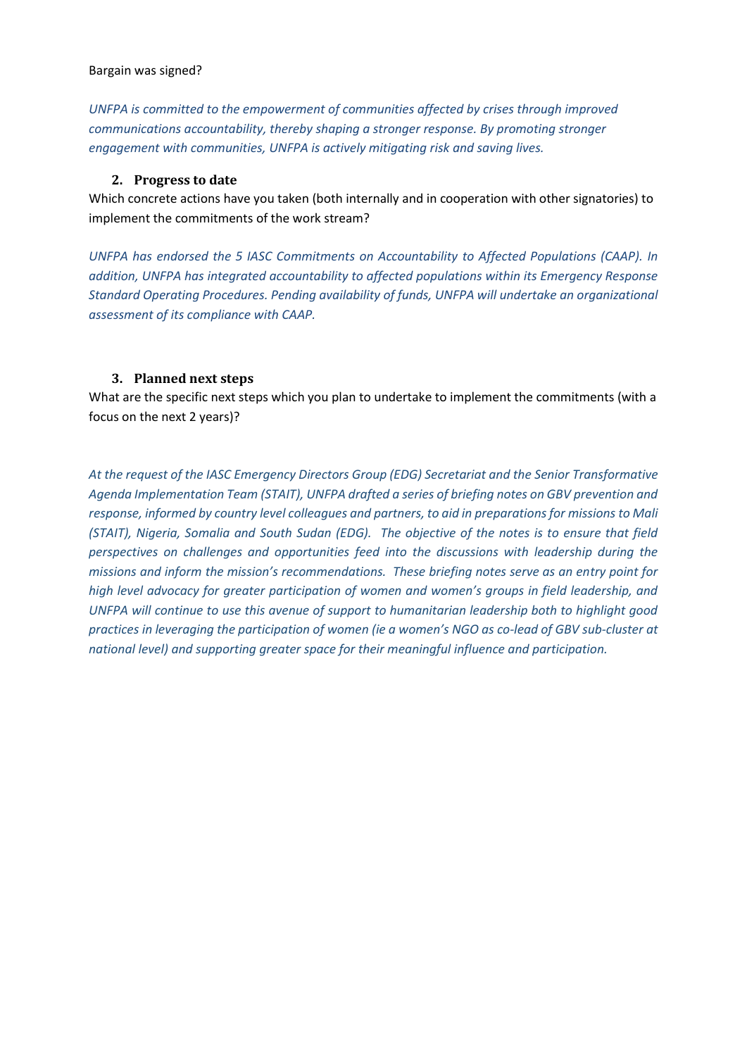Bargain was signed?

*UNFPA is committed to the empowerment of communities affected by crises through improved communications accountability, thereby shaping a stronger response. By promoting stronger engagement with communities, UNFPA is actively mitigating risk and saving lives.*

## 2. Progress to date

Which concrete actions have you taken (both internally and in cooperation with other signatories) to implement the commitments of the work stream?

*UNFPA has endorsed the 5 IASC Commitments on Accountability to Affected Populations (CAAP). In addition, UNFPA has integrated accountability to affected populations within its Emergency Response Standard Operating Procedures. Pending availability of funds, UNFPA will undertake an organizational assessment of its compliance with CAAP.*

## 3. Planned next steps

What are the specific next steps which you plan to undertake to implement the commitments (with a focus on the next 2 years)?

*At the request of the IASC Emergency Directors Group (EDG) Secretariat and the Senior Transformative Agenda Implementation Team (STAIT), UNFPA drafted a series of briefing notes on GBV prevention and response, informed by country level colleagues and partners, to aid in preparations for missions to Mali (STAIT), Nigeria, Somalia and South Sudan (EDG). The objective of the notes is to ensure that field perspectives on challenges and opportunities feed into the discussions with leadership during the missions and inform the mission's recommendations. These briefing notes serve as an entry point for high level advocacy for greater participation of women and women's groups in field leadership, and UNFPA will continue to use this avenue of support to humanitarian leadership both to highlight good practices in leveraging the participation of women (ie a women's NGO as co-lead of GBV sub-cluster at national level) and supporting greater space for their meaningful influence and participation.*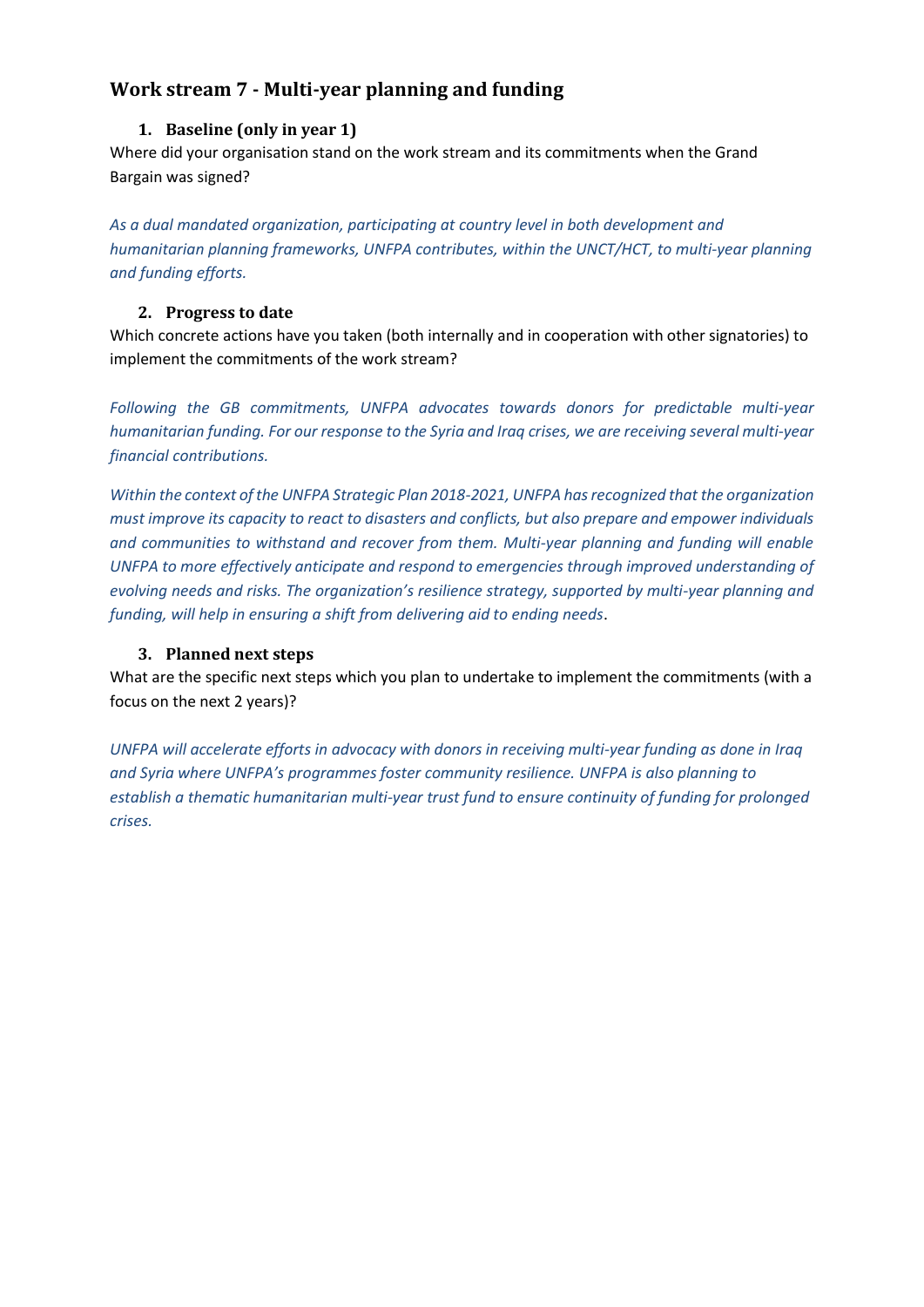## Work stream 7 - Multi-year planning and funding

### 1. Baseline (only in year 1)

Where did your organisation stand on the work stream and its commitments when the Grand Bargain was signed?

*As a dual mandated organization, participating at country level in both development and humanitarian planning frameworks, UNFPA contributes, within the UNCT/HCT, to multi-year planning and funding efforts.*

### 2. Progress to date

Which concrete actions have you taken (both internally and in cooperation with other signatories) to implement the commitments of the work stream?

*Following the GB commitments, UNFPA advocates towards donors for predictable multi-year humanitarian funding. For our response to the Syria and Iraq crises, we are receiving several multi-year financial contributions.*

*Within the context of the UNFPA Strategic Plan 2018-2021, UNFPA has recognized that the organization must improve its capacity to react to disasters and conflicts, but also prepare and empower individuals and communities to withstand and recover from them. Multi-year planning and funding will enable UNFPA to more effectively anticipate and respond to emergencies through improved understanding of evolving needs and risks. The organization's resilience strategy, supported by multi-year planning and funding, will help in ensuring a shift from delivering aid to ending needs*.

### 3. Planned next steps

What are the specific next steps which you plan to undertake to implement the commitments (with a focus on the next 2 years)?

*UNFPA will accelerate efforts in advocacy with donors in receiving multi-year funding as done in Iraq and Syria where UNFPA's programmes foster community resilience. UNFPA is also planning to establish a thematic humanitarian multi-year trust fund to ensure continuity of funding for prolonged crises.*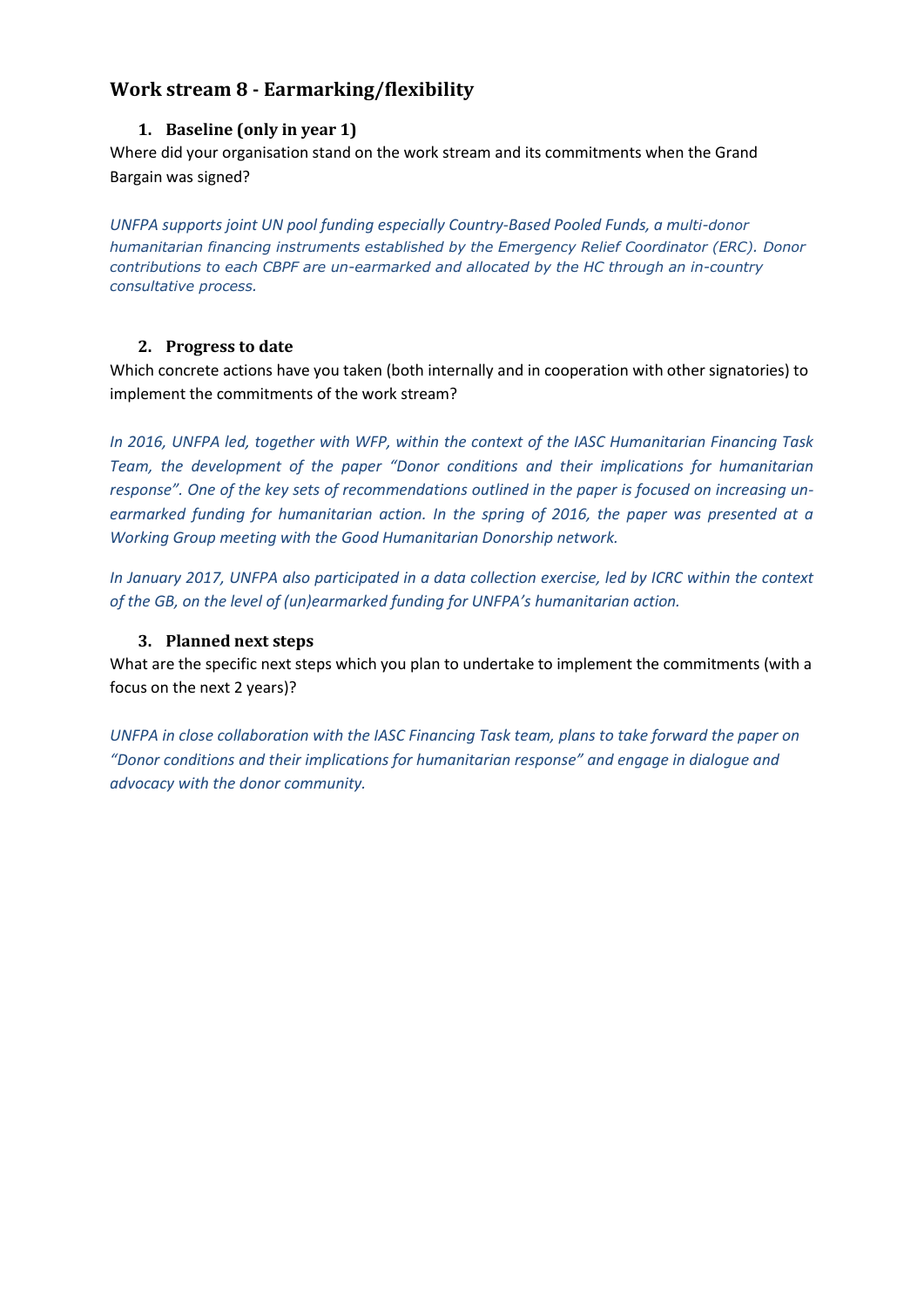## Work stream 8 - Earmarking/flexibility

### 1. Baseline (only in year 1)

Where did your organisation stand on the work stream and its commitments when the Grand Bargain was signed?

*UNFPA supports joint UN pool funding especially Country-Based Pooled Funds, a multi-donor humanitarian financing instruments established by the Emergency Relief Coordinator (ERC). Donor contributions to each CBPF are un-earmarked and allocated by the HC through an in-country consultative process.*

### 2. Progress to date

Which concrete actions have you taken (both internally and in cooperation with other signatories) to implement the commitments of the work stream?

*In 2016, UNFPA led, together with WFP, within the context of the IASC Humanitarian Financing Task Team, the development of the paper "Donor conditions and their implications for humanitarian response". One of the key sets of recommendations outlined in the paper is focused on increasing un-earmarked funding for humanitarian action. In the spring of 2016, the paper was presented at a Working Group meeting with the Good Humanitarian Donorship network.*

*In January 2017, UNFPA also participated in a data collection exercise, led by ICRC within the context of the GB, on the level of (un)earmarked funding for UNFPA's humanitarian action.*

### 3. Planned next steps

What are the specific next steps which you plan to undertake to implement the commitments (with a focus on the next 2 years)?

*UNFPA in close collaboration with the IASC Financing Task team, plans to take forward the paper on "Donor conditions and their implications for humanitarian response" and engage in dialogue and advocacy with the donor community.*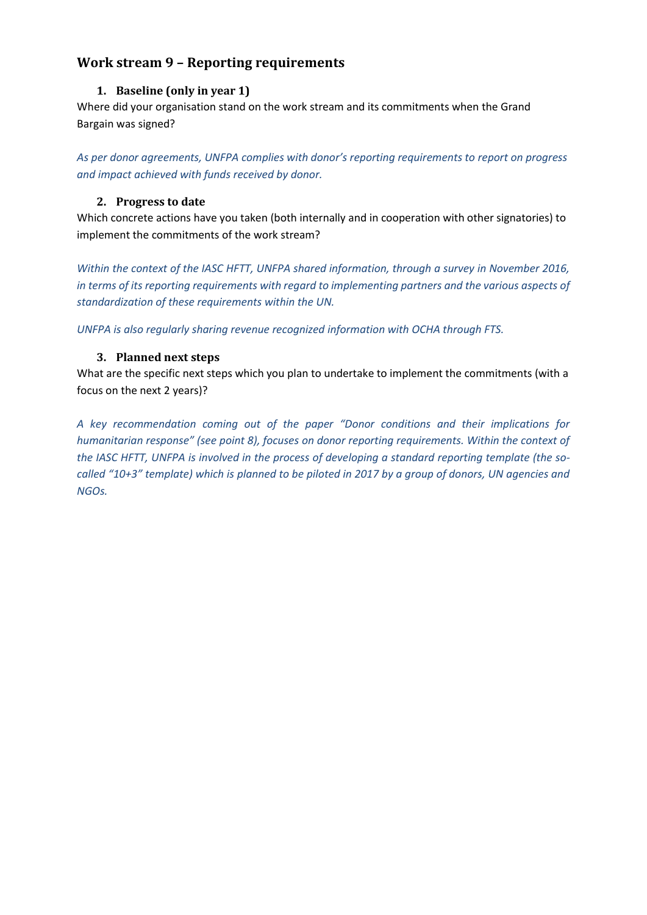## Work stream 9 – Reporting requirements

### 1. Baseline (only in year 1)

Where did your organisation stand on the work stream and its commitments when the Grand Bargain was signed?

*As per donor agreements, UNFPA complies with donor's reporting requirements to report on progress and impact achieved with funds received by donor.*

### 2. Progress to date

Which concrete actions have you taken (both internally and in cooperation with other signatories) to implement the commitments of the work stream?

*Within the context of the IASC HFTT, UNFPA shared information, through a survey in November 2016, in terms of its reporting requirements with regard to implementing partners and the various aspects of standardization of these requirements within the UN.*

*UNFPA is also regularly sharing revenue recognized information with OCHA through FTS.*

### 3. Planned next steps

What are the specific next steps which you plan to undertake to implement the commitments (with a focus on the next 2 years)?

*A key recommendation coming out of the paper "Donor conditions and their implications for humanitarian response" (see point 8), focuses on donor reporting requirements. Within the context of the IASC HFTT, UNFPA is involved in the process of developing a standard reporting template (the so-called "10+3" template) which is planned to be piloted in 2017 by a group of donors, UN agencies and NGOs.*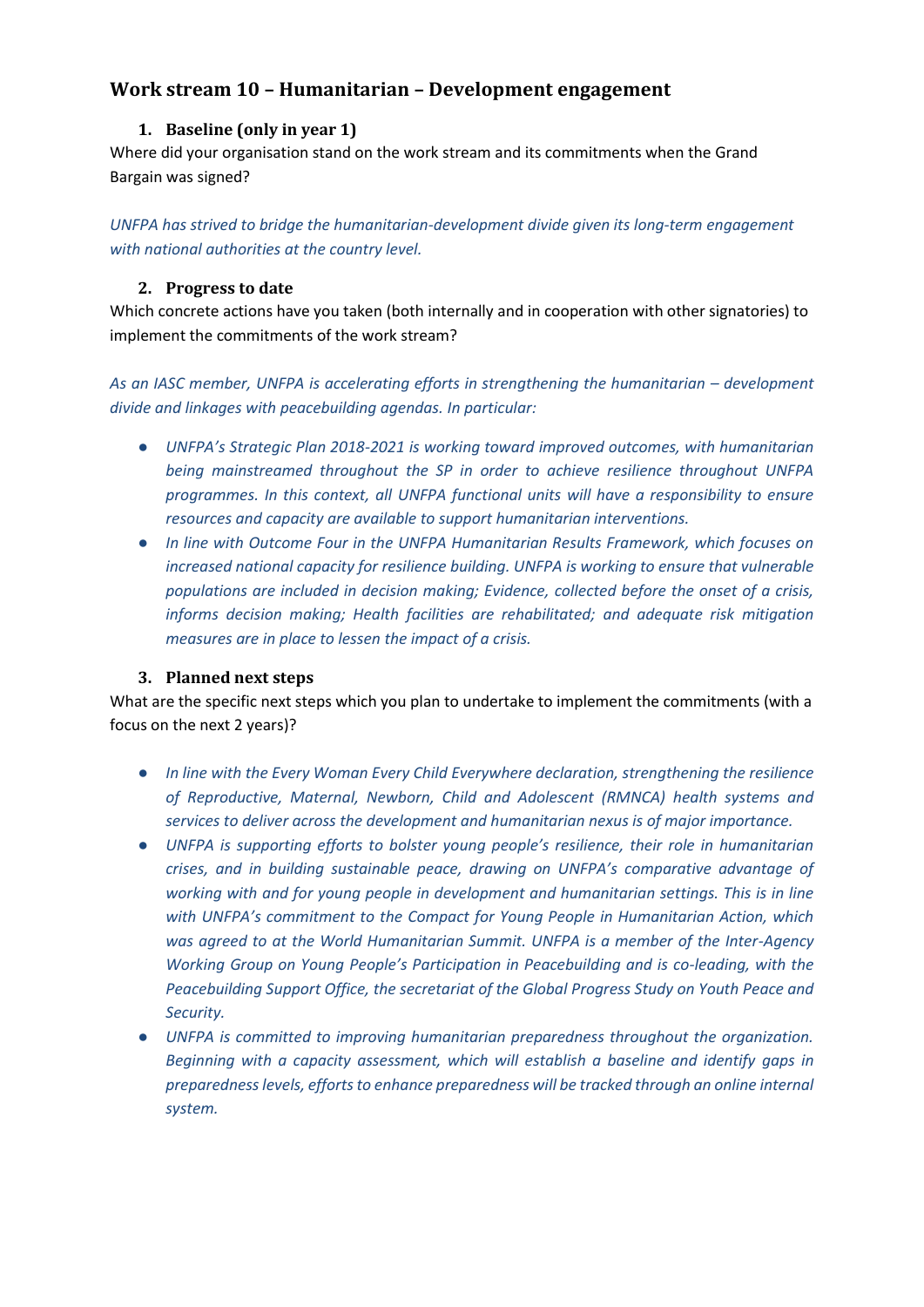## Work stream 10 – Humanitarian – Development engagement

### 1. Baseline (only in year 1)

Where did your organisation stand on the work stream and its commitments when the Grand Bargain was signed?

*UNFPA has strived to bridge the humanitarian-development divide given its long-term engagement with national authorities at the country level.*

### 2. Progress to date

Which concrete actions have you taken (both internally and in cooperation with other signatories) to implement the commitments of the work stream?

*As an IASC member, UNFPA is accelerating efforts in strengthening the humanitarian – development divide and linkages with peacebuilding agendas. In particular:*

- *UNFPA's Strategic Plan 2018-2021 is working toward improved outcomes, with humanitarian being mainstreamed throughout the SP in order to achieve resilience throughout UNFPA programmes. In this context, all UNFPA functional units will have a responsibility to ensure resources and capacity are available to support humanitarian interventions.*
- *In line with Outcome Four in the UNFPA Humanitarian Results Framework, which focuses on increased national capacity for resilience building. UNFPA is working to ensure that vulnerable populations are included in decision making; Evidence, collected before the onset of a crisis, informs decision making; Health facilities are rehabilitated; and adequate risk mitigation measures are in place to lessen the impact of a crisis.*

### 3. Planned next steps

What are the specific next steps which you plan to undertake to implement the commitments (with a focus on the next 2 years)?

- *In line with the Every Woman Every Child Everywhere declaration, strengthening the resilience of Reproductive, Maternal, Newborn, Child and Adolescent (RMNCA) health systems and services to deliver across the development and humanitarian nexus is of major importance.*
- *UNFPA is supporting efforts to bolster young people's resilience, their role in humanitarian crises, and in building sustainable peace, drawing on UNFPA's comparative advantage of working with and for young people in development and humanitarian settings. This is in line with UNFPA's commitment to the Compact for Young People in Humanitarian Action, which was agreed to at the World Humanitarian Summit. UNFPA is a member of the Inter-Agency Working Group on Young People's Participation in Peacebuilding and is co-leading, with the Peacebuilding Support Office, the secretariat of the Global Progress Study on Youth Peace and Security.*
- *UNFPA is committed to improving humanitarian preparedness throughout the organization. Beginning with a capacity assessment, which will establish a baseline and identify gaps in preparedness levels, efforts to enhance preparedness will be tracked through an online internal system.*